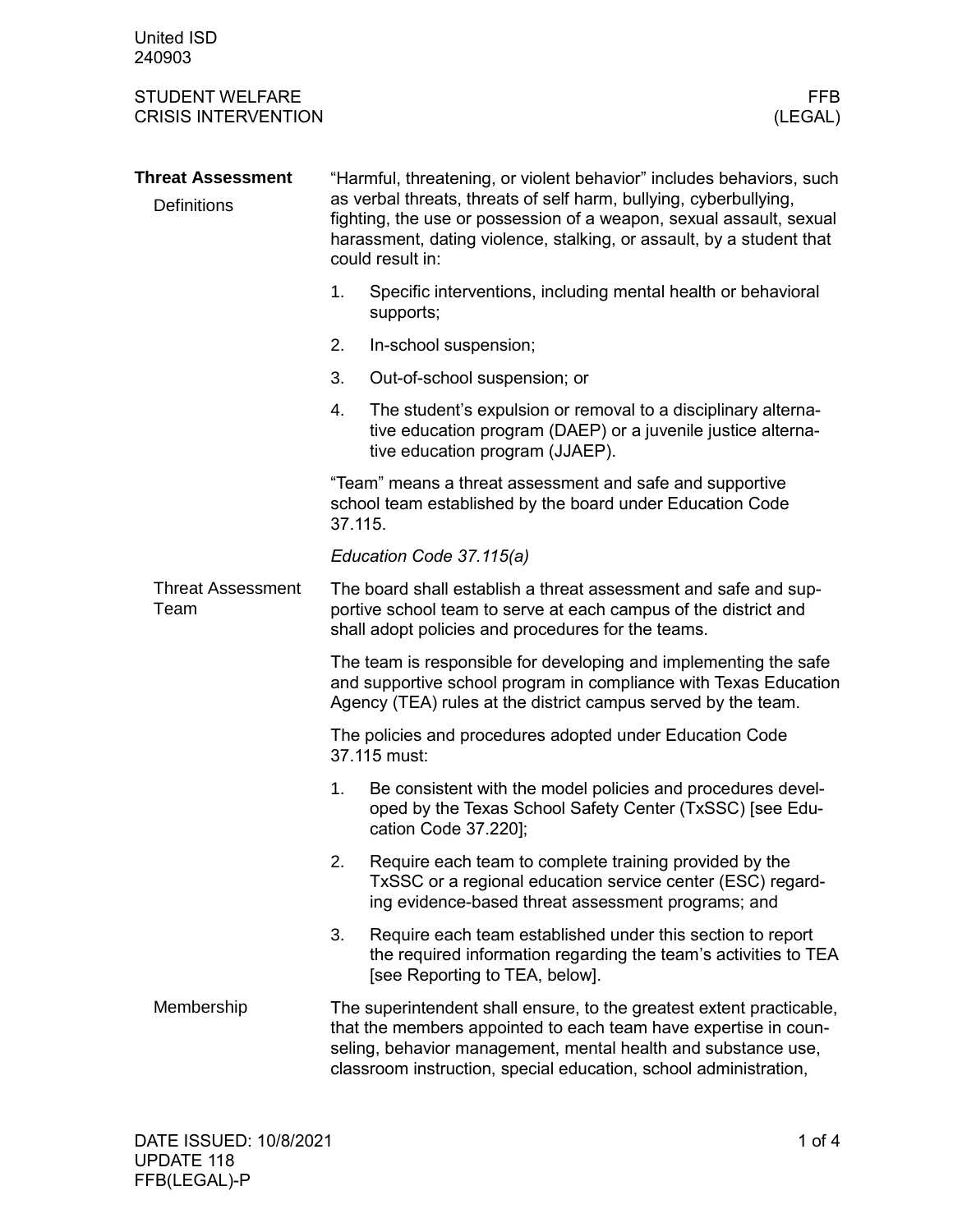United ISD
240903

STUDENT WELFARE
CRISIS INTERVENTION

FFB
(LEGAL)

## Threat Assessment

### Definitions

"Harmful, threatening, or violent behavior" includes behaviors, such as verbal threats, threats of self harm, bullying, cyberbullying, fighting, the use or possession of a weapon, sexual assault, sexual harassment, dating violence, stalking, or assault, by a student that could result in:

1. Specific interventions, including mental health or behavioral supports;
2. In-school suspension;
3. Out-of-school suspension; or
4. The student's expulsion or removal to a disciplinary alternative education program (DAEP) or a juvenile justice alternative education program (JJAEP).

"Team" means a threat assessment and safe and supportive school team established by the board under Education Code 37.115.

*Education Code 37.115(a)*

### Threat Assessment Team

The board shall establish a threat assessment and safe and supportive school team to serve at each campus of the district and shall adopt policies and procedures for the teams.

The team is responsible for developing and implementing the safe and supportive school program in compliance with Texas Education Agency (TEA) rules at the district campus served by the team.

The policies and procedures adopted under Education Code 37.115 must:

1. Be consistent with the model policies and procedures developed by the Texas School Safety Center (TxSSC) [see Education Code 37.220];
2. Require each team to complete training provided by the TxSSC or a regional education service center (ESC) regarding evidence-based threat assessment programs; and
3. Require each team established under this section to report the required information regarding the team's activities to TEA [see Reporting to TEA, below].

### Membership

The superintendent shall ensure, to the greatest extent practicable, that the members appointed to each team have expertise in counseling, behavior management, mental health and substance use, classroom instruction, special education, school administration,

DATE ISSUED: 10/8/2021
UPDATE 118
FFB(LEGAL)-P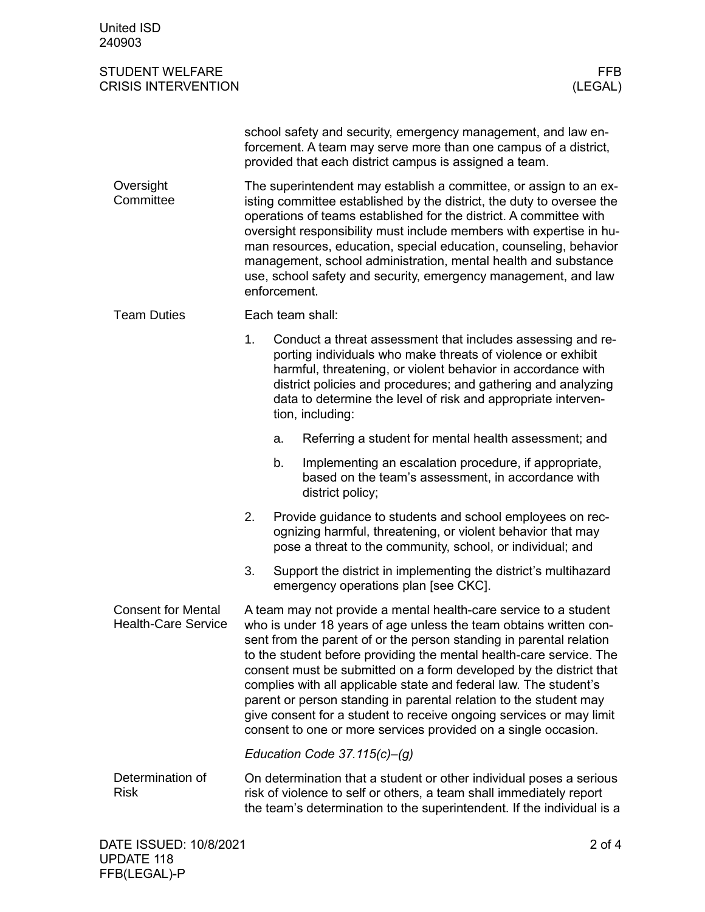school safety and security, emergency management, and law enforcement. A team may serve more than one campus of a district, provided that each district campus is assigned a team.

### Oversight Committee

The superintendent may establish a committee, or assign to an existing committee established by the district, the duty to oversee the operations of teams established for the district. A committee with oversight responsibility must include members with expertise in human resources, education, special education, counseling, behavior management, school administration, mental health and substance use, school safety and security, emergency management, and law enforcement.

### Team Duties

Each team shall:

1. Conduct a threat assessment that includes assessing and reporting individuals who make threats of violence or exhibit harmful, threatening, or violent behavior in accordance with district policies and procedures; and gathering and analyzing data to determine the level of risk and appropriate intervention, including:
    a. Referring a student for mental health assessment; and
    b. Implementing an escalation procedure, if appropriate, based on the team's assessment, in accordance with district policy;
2. Provide guidance to students and school employees on recognizing harmful, threatening, or violent behavior that may pose a threat to the community, school, or individual; and
3. Support the district in implementing the district's multihazard emergency operations plan [see CKC].

### Consent for Mental Health-Care Service

A team may not provide a mental health-care service to a student who is under 18 years of age unless the team obtains written consent from the parent of or the person standing in parental relation to the student before providing the mental health-care service. The consent must be submitted on a form developed by the district that complies with all applicable state and federal law. The student's parent or person standing in parental relation to the student may give consent for a student to receive ongoing services or may limit consent to one or more services provided on a single occasion.

*Education Code 37.115(c)–(g)*

### Determination of Risk

On determination that a student or other individual poses a serious risk of violence to self or others, a team shall immediately report the team's determination to the superintendent. If the individual is a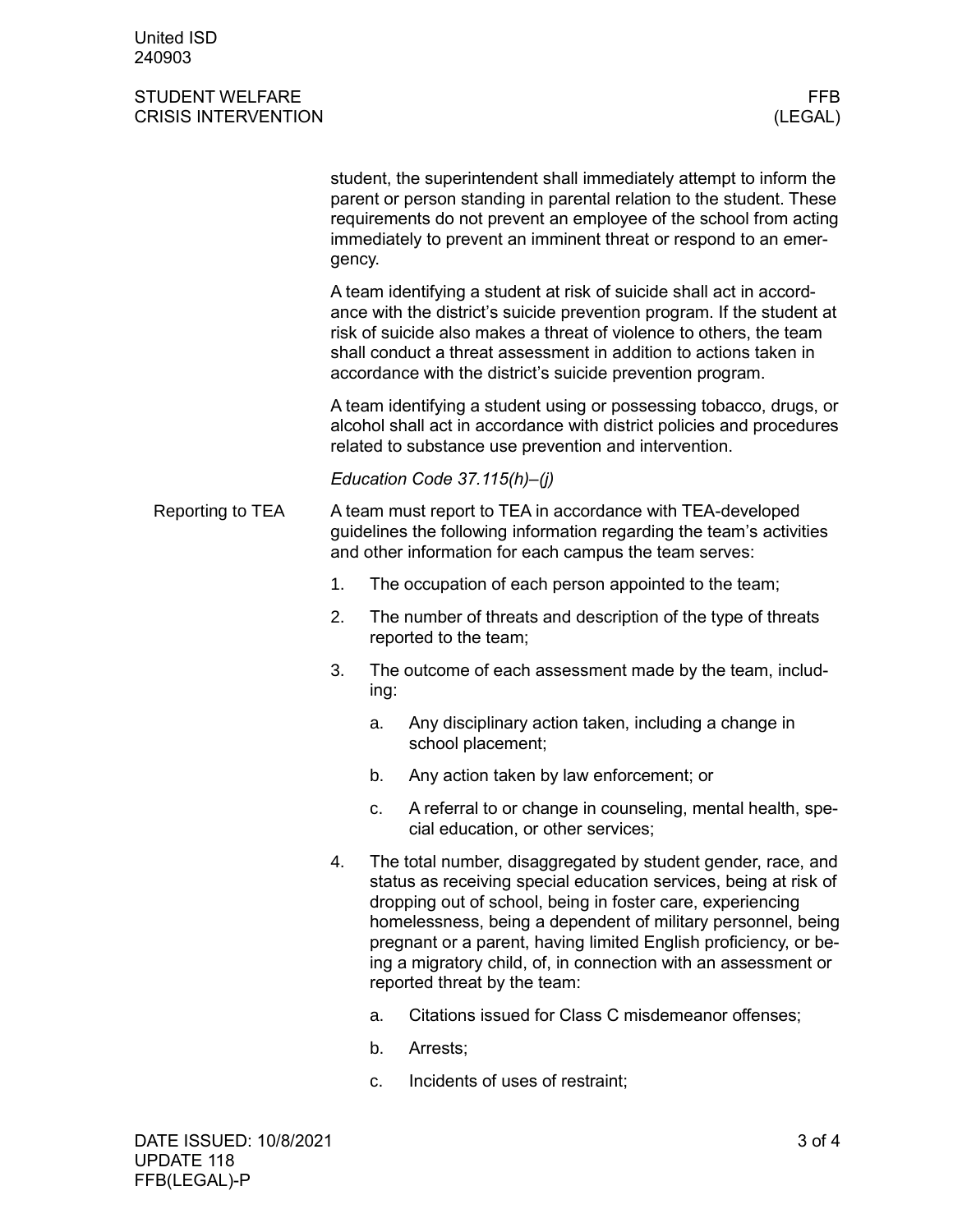student, the superintendent shall immediately attempt to inform the parent or person standing in parental relation to the student. These requirements do not prevent an employee of the school from acting immediately to prevent an imminent threat or respond to an emergency.

A team identifying a student at risk of suicide shall act in accordance with the district's suicide prevention program. If the student at risk of suicide also makes a threat of violence to others, the team shall conduct a threat assessment in addition to actions taken in accordance with the district's suicide prevention program.

A team identifying a student using or possessing tobacco, drugs, or alcohol shall act in accordance with district policies and procedures related to substance use prevention and intervention.

*Education Code 37.115(h)–(j)*

## Reporting to TEA

A team must report to TEA in accordance with TEA-developed guidelines the following information regarding the team's activities and other information for each campus the team serves:

1. The occupation of each person appointed to the team;
2. The number of threats and description of the type of threats reported to the team;
3. The outcome of each assessment made by the team, including:
    a. Any disciplinary action taken, including a change in school placement;
    b. Any action taken by law enforcement; or
    c. A referral to or change in counseling, mental health, special education, or other services;
4. The total number, disaggregated by student gender, race, and status as receiving special education services, being at risk of dropping out of school, being in foster care, experiencing homelessness, being a dependent of military personnel, being pregnant or a parent, having limited English proficiency, or being a migratory child, of, in connection with an assessment or reported threat by the team:
    a. Citations issued for Class C misdemeanor offenses;
    b. Arrests;
    c. Incidents of uses of restraint;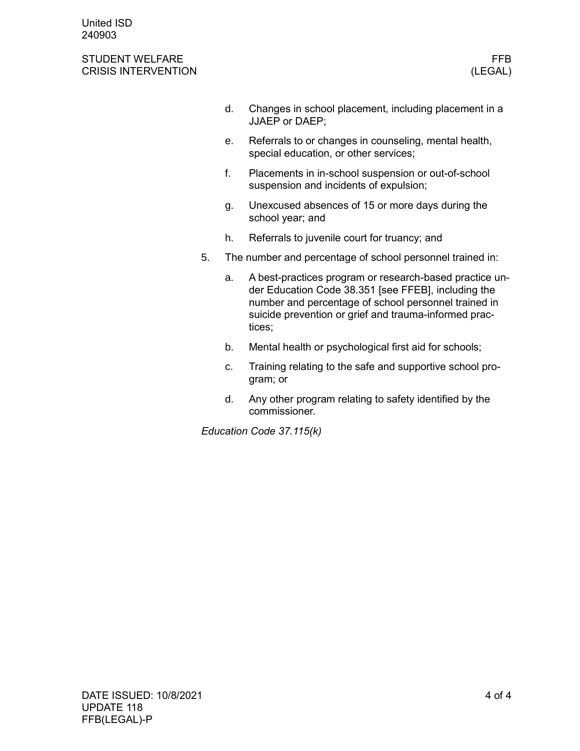d. Changes in school placement, including placement in a JJAEP or DAEP;

e. Referrals to or changes in counseling, mental health, special education, or other services;

f. Placements in in-school suspension or out-of-school suspension and incidents of expulsion;

g. Unexcused absences of 15 or more days during the school year; and

h. Referrals to juvenile court for truancy; and

5. The number and percentage of school personnel trained in:

   a. A best-practices program or research-based practice under Education Code 38.351 [see FFEB], including the number and percentage of school personnel trained in suicide prevention or grief and trauma-informed practices;

   b. Mental health or psychological first aid for schools;

   c. Training relating to the safe and supportive school program; or

   d. Any other program relating to safety identified by the commissioner.

*Education Code 37.115(k)*